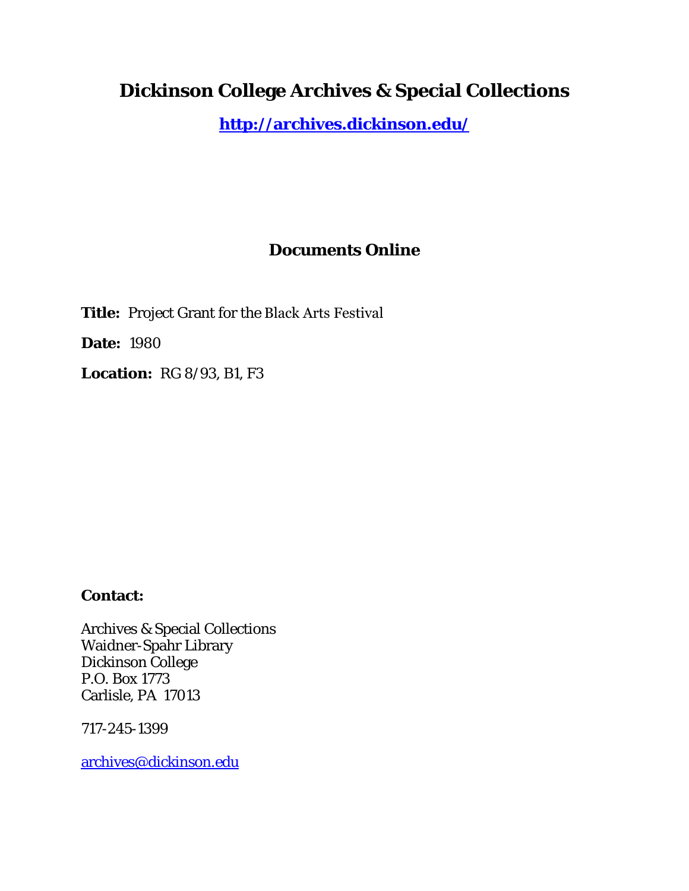# Dickinson College Archives & Special Collections

**http://archives.dickinson.edu/**

## Documents Online

**Title:** Project Grant for the Black Arts Festival

**Date:** 1980

**Location:** RG 8/93, B1, F3

**Contact:**

Archives & Special Collections
Waidner-Spahr Library
Dickinson College
P.O. Box 1773
Carlisle, PA 17013

717-245-1399

archives@dickinson.edu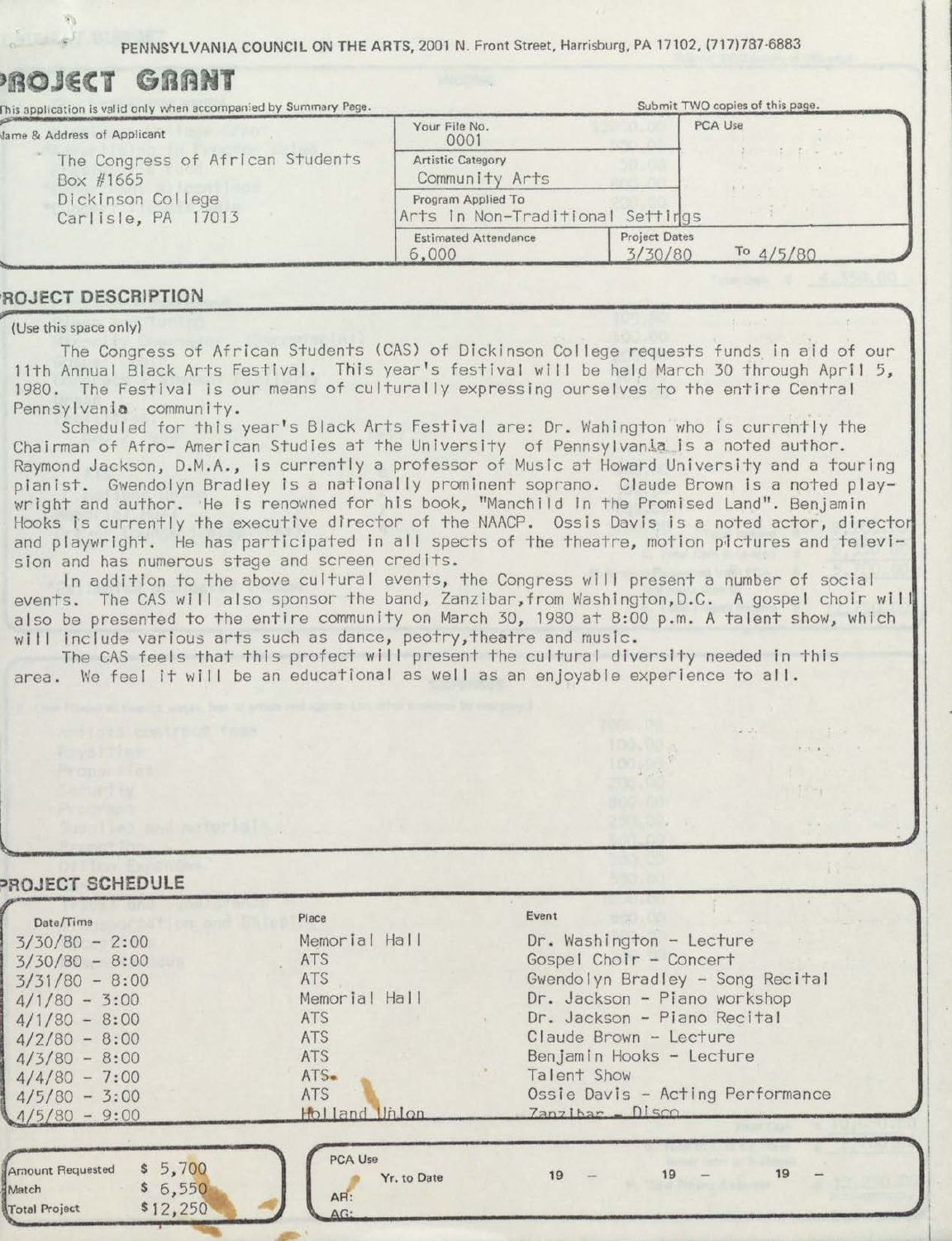PENNSYLVANIA COUNCIL ON THE ARTS, 2001 N. Front Street, Harrisburg, PA 17102, (717)787-6883

# PROJECT GRANT

This application is valid only when accompanied by Summary Page. Submit TWO copies of this page.

| Name & Address of Applicant | Your File No. | PCA Use |
|---|---|---|
| The Congress of African Students<br>Box #1665<br>Dickinson College<br>Carlisle, PA 17013 | 0001 | |
| | Artistic Category: Community Arts | |
| | Program Applied To: Arts in Non-Traditional Settings | |
| | Estimated Attendance: 6,000 | Project Dates: 3/30/80 To 4/5/80 |

## PROJECT DESCRIPTION

(Use this space only)

The Congress of African Students (CAS) of Dickinson College requests funds in aid of our 11th Annual Black Arts Festival. This year's festival will be held March 30 through April 5, 1980. The Festival is our means of culturally expressing ourselves to the entire Central Pennsylvania community.

Scheduled for this year's Black Arts Festival are: Dr. Wahington who is currently the Chairman of Afro- American Studies at the University of Pennsylvania is a noted author. Raymond Jackson, D.M.A., is currently a professor of Music at Howard University and a touring pianist. Gwendolyn Bradley is a nationally prominent soprano. Claude Brown is a noted playwright and author. He is renowned for his book, "Manchild in the Promised Land". Benjamin Hooks is currently the executive director of the NAACP. Ossis Davis is a noted actor, director and playwright. He has participated in all spects of the theatre, motion pictures and television and has numerous stage and screen credits.

In addition to the above cultural events, the Congress will present a number of social events. The CAS will also sponsor the band, Zanzibar, from Washington, D.C. A gospel choir will also be presented to the entire community on March 30, 1980 at 8:00 p.m. A talent show, which will include various arts such as dance, peotry, theatre and music.

The CAS feels that this profect will present the cultural diversity needed in this area. We feel it will be an educational as well as an enjoyable experience to all.

## PROJECT SCHEDULE

| Date/Time | Place | Event |
|---|---|---|
| 3/30/80 - 2:00 | Memorial Hall | Dr. Washington - Lecture |
| 3/30/80 - 8:00 | ATS | Gospel Choir - Concert |
| 3/31/80 - 8:00 | ATS | Gwendolyn Bradley - Song Recital |
| 4/1/80 - 3:00 | Memorial Hall | Dr. Jackson - Piano workshop |
| 4/1/80 - 8:00 | ATS | Dr. Jackson - Piano Recital |
| 4/2/80 - 8:00 | ATS | Claude Brown - Lecture |
| 4/3/80 - 8:00 | ATS | Benjamin Hooks - Lecture |
| 4/4/80 - 7:00 | ATS | Talent Show |
| 4/5/80 - 3:00 | ATS | Ossie Davis - Acting Performance |
| 4/5/80 - 9:00 | Holland Union | Zanzibar - Disco |

| | |
|---|---|
| Amount Requested | $ 5,700 |
| Match | $ 6,550 |
| Total Project | $ 12,250 |

| PCA Use | Yr. to Date | 19 – | 19 – | 19 – |
|---|---|---|---|---|
| AR: | | | | |
| AG: | | | | |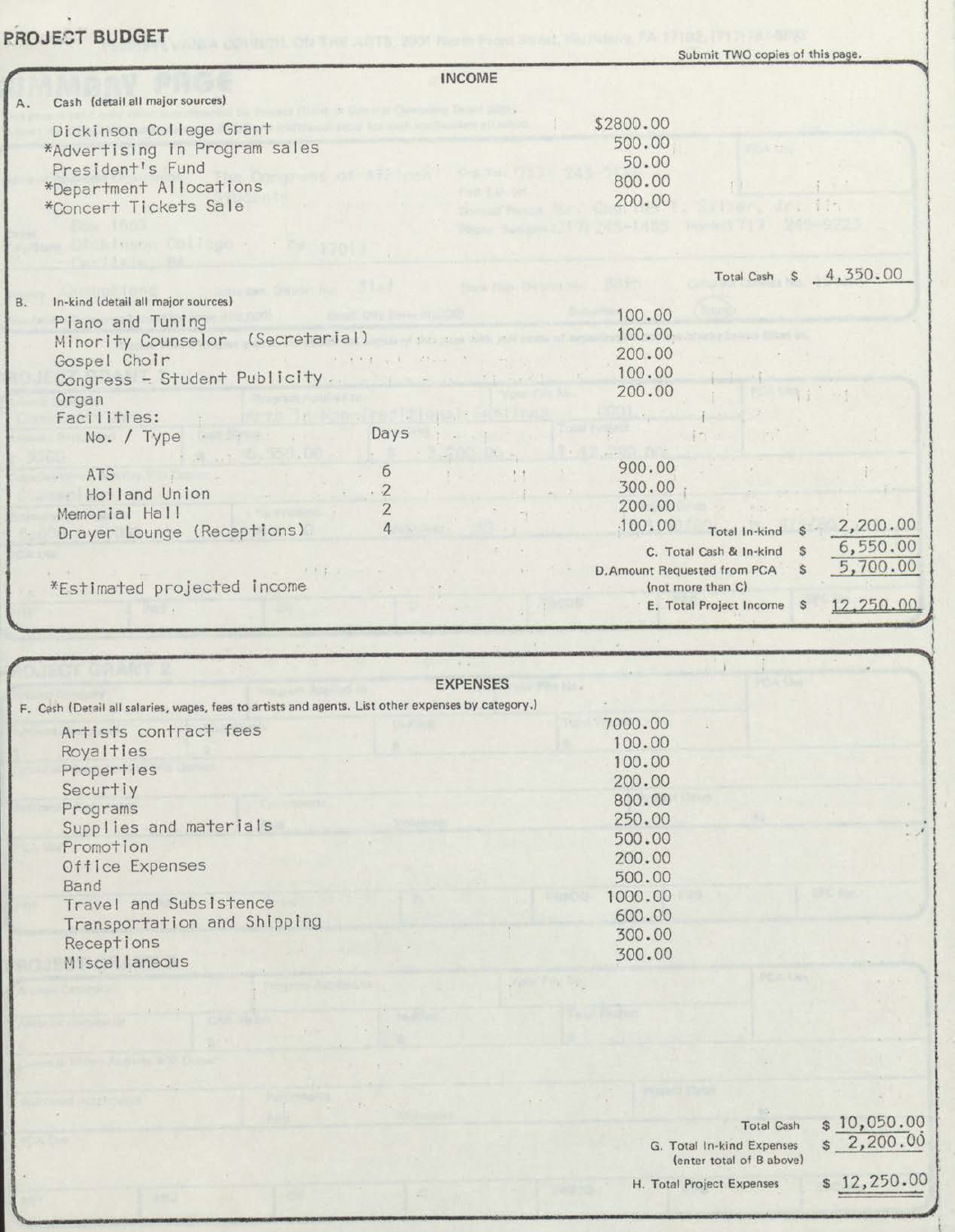# PROJECT BUDGET

Submit TWO copies of this page.

## INCOME

**A. Cash** (detail all major sources)

| | |
|---|---|
| Dickinson College Grant | $2800.00 |
| *Advertising in Program sales | 500.00 |
| President's Fund | 50.00 |
| *Department Allocations | 800.00 |
| *Concert Tickets Sale | 200.00 |
| Total Cash | $ 4,350.00 |

**B. In-kind** (detail all major sources)

| | | |
|---|---|---|
| Piano and Tuning | | 100.00 |
| Minority Counselor (Secretarial) | | 100.00 |
| Gospel Choir | | 200.00 |
| Congress - Student Publicity | | 100.00 |
| Organ | | 200.00 |
| Facilities: | | |
| No. / Type | Days | |
| ATS | 6 | 900.00 |
| Holland Union | 2 | 300.00 |
| Memorial Hall | 2 | 200.00 |
| Drayer Lounge (Receptions) | 4 | 100.00 |

| | |
|---|---|
| Total In-kind | $ 2,200.00 |
| C. Total Cash & In-kind | $ 6,550.00 |
| D. Amount Requested from PCA (not more than C) | $ 5,700.00 |
| E. Total Project Income | $ 12,250.00 |

*Estimated projected income

## EXPENSES

**F. Cash** (Detail all salaries, wages, fees to artists and agents. List other expenses by category.)

| | |
|---|---|
| Artists contract fees | 7000.00 |
| Royalties | 100.00 |
| Properties | 100.00 |
| Securtiy | 200.00 |
| Programs | 800.00 |
| Supplies and materials | 250.00 |
| Promotion | 500.00 |
| Office Expenses | 200.00 |
| Band | 500.00 |
| Travel and Subsistence | 1000.00 |
| Transportation and Shipping | 600.00 |
| Receptions | 300.00 |
| Miscellaneous | 300.00 |

| | |
|---|---|
| Total Cash | $ 10,050.00 |
| G. Total In-kind Expenses (enter total of B above) | $ 2,200.00 |
| H. Total Project Expenses | $ 12,250.00 |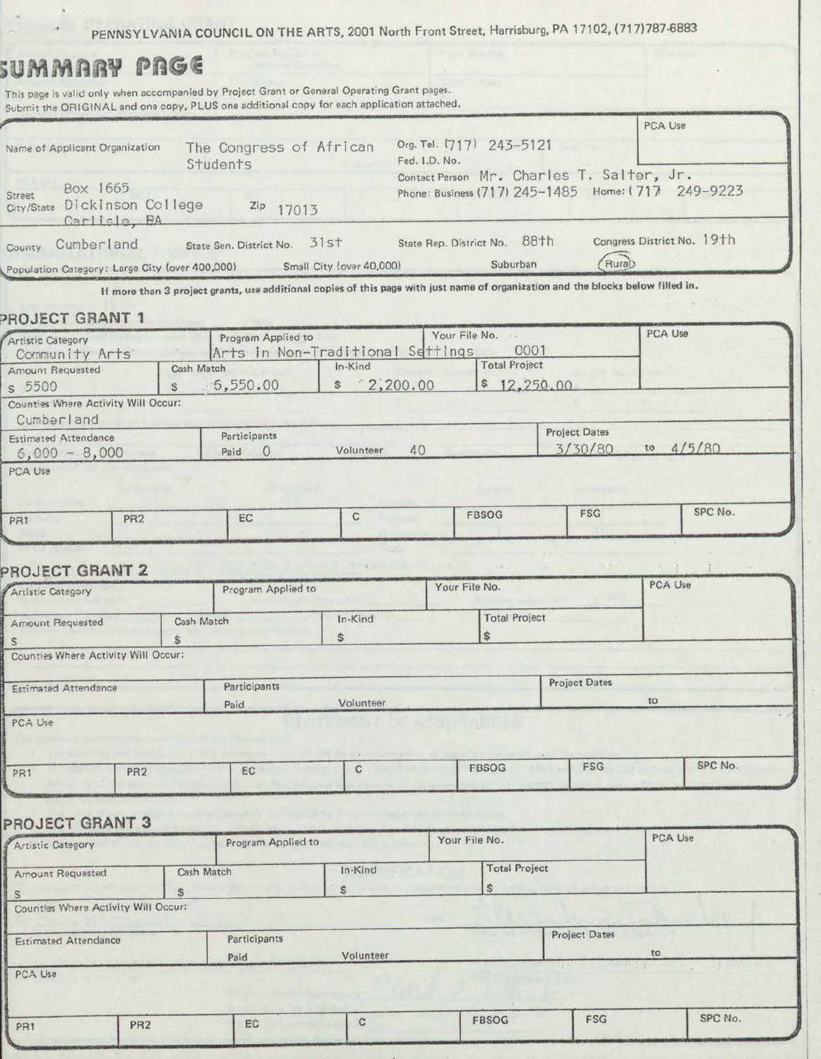PENNSYLVANIA COUNCIL ON THE ARTS, 2001 North Front Street, Harrisburg, PA 17102, (717)787-6883

# SUMMARY PAGE

This page is valid only when accompanied by Project Grant or General Operating Grant pages.
Submit the ORIGINAL and one copy, PLUS one additional copy for each application attached.

| | | | |
|---|---|---|---|
| Name of Applicant Organization | The Congress of African Students | Org. Tel. (717) 243-5121 | PCA Use |
| | | Fed. I.D. No. | |
| | | Contact Person Mr. Charles T. Salter, Jr. | |
| Street | Box 1665 | Phone: Business (717) 245-1485 Home: (717 249-9223 | |
| City/State | Dickinson College Carlisle, PA Zip 17013 | | |
| County | Cumberland State Sen. District No. 31st | State Rep. District No. 88th | Congress District No. 19th |

Population Category: Large City (over 400,000) Small City (over 40,000) Suburban (Rural) — Rural circled

If more than 3 project grants, use additional copies of this page with just name of organization and the blocks below filled in.

## PROJECT GRANT 1

| Artistic Category | Program Applied to | Your File No. | PCA Use |
|---|---|---|---|
| Community Arts | Arts in Non-Traditional Settings | 0001 | |

| Amount Requested | Cash Match | In-Kind | Total Project |
|---|---|---|---|
| $ 5500 | $ 6,550.00 | $ 2,200.00 | $ 12,250.00 |

Counties Where Activity Will Occur: Cumberland

| Estimated Attendance | Participants Paid | Volunteer | Project Dates |
|---|---|---|---|
| 6,000 - 8,000 | 0 | 40 | 3/30/80 to 4/5/80 |

PCA Use

| PR1 | PR2 | EC | C | FBSOG | FSG | SPC No. |
|---|---|---|---|---|---|---|
| | | | | | | |

## PROJECT GRANT 2

| Artistic Category | Program Applied to | Your File No. | PCA Use |
|---|---|---|---|
| | | | |

| Amount Requested | Cash Match | In-Kind | Total Project |
|---|---|---|---|
| $ | $ | $ | $ |

Counties Where Activity Will Occur:

| Estimated Attendance | Participants Paid | Volunteer | Project Dates |
|---|---|---|---|
| | | | to |

PCA Use

| PR1 | PR2 | EC | C | FBSOG | FSG | SPC No. |
|---|---|---|---|---|---|---|
| | | | | | | |

## PROJECT GRANT 3

| Artistic Category | Program Applied to | Your File No. | PCA Use |
|---|---|---|---|
| | | | |

| Amount Requested | Cash Match | In-Kind | Total Project |
|---|---|---|---|
| $ | $ | $ | $ |

Counties Where Activity Will Occur:

| Estimated Attendance | Participants Paid | Volunteer | Project Dates |
|---|---|---|---|
| | | | to |

PCA Use

| PR1 | PR2 | EC | C | FBSOG | FSG | SPC No. |
|---|---|---|---|---|---|---|
| | | | | | | |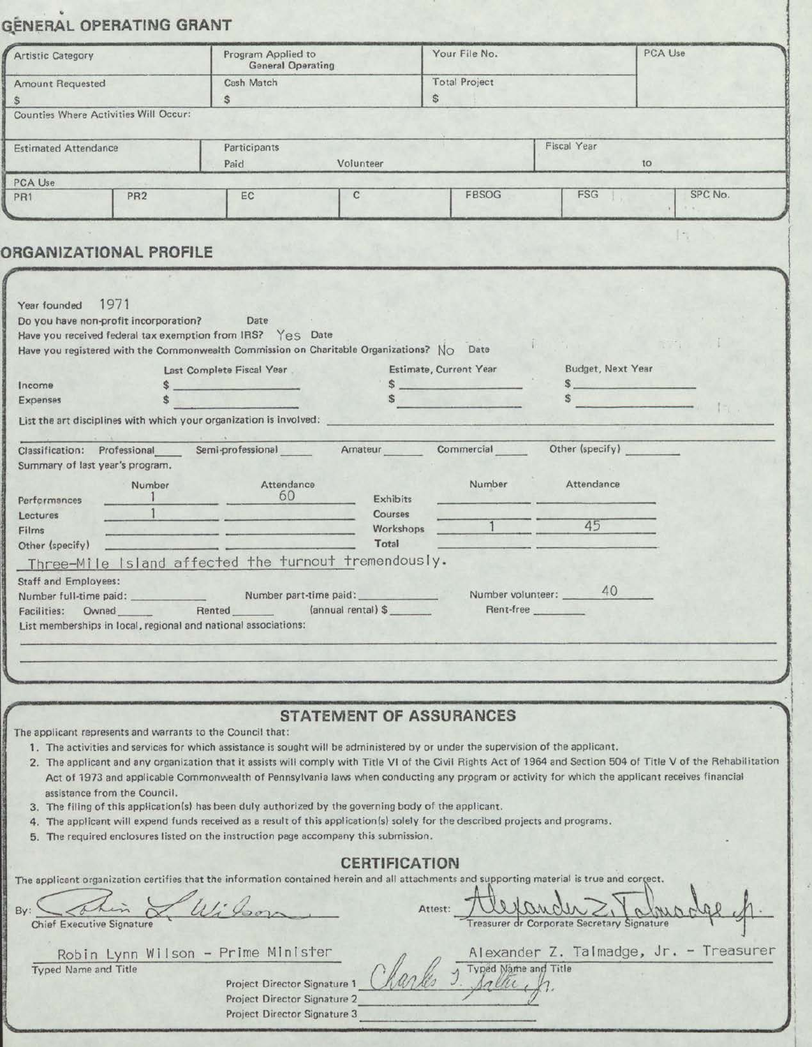# GENERAL OPERATING GRANT

| Artistic Category | Program Applied to General Operating | Your File No. | PCA Use |
|---|---|---|---|
| Amount Requested $ | Cash Match $ | Total Project $ | |

Counties Where Activities Will Occur:

| Estimated Attendance | Participants Paid / Volunteer | Fiscal Year to |
|---|---|---|
| | | |

PCA Use

| PR1 | PR2 | EC | C | FBSOG | FSG | SPC No. |
|---|---|---|---|---|---|---|
| | | | | | | |

## ORGANIZATIONAL PROFILE

Year founded 1971

Do you have non-profit incorporation? Date

Have you received federal tax exemption from IRS? Yes Date

Have you registered with the Commonwealth Commission on Charitable Organizations? No Date

| | Last Complete Fiscal Year | Estimate, Current Year | Budget, Next Year |
|---|---|---|---|
| Income | $ | $ | $ |
| Expenses | $ | $ | $ |

List the art disciplines with which your organization is involved:

Classification: Professional\_\_\_\_ Semi-professional\_\_\_\_ Amateur\_\_\_\_ Commercial\_\_\_\_ Other (specify)\_\_\_\_

Summary of last year's program.

| | Number | Attendance | | Number | Attendance |
|---|---|---|---|---|---|
| Performances | 1 | 60 | Exhibits | | |
| Lectures | 1 | | Courses | | |
| Films | | | Workshops | 1 | 45 |
| Other (specify) | | | Total | | |

Three-Mile Island affected the turnout tremendously.

Staff and Employees:

Number full-time paid: \_\_\_\_ Number part-time paid: \_\_\_\_ Number volunteer: 40

Facilities: Owned\_\_\_\_ Rented\_\_\_\_ (annual rental) $\_\_\_\_ Rent-free\_\_\_\_

List memberships in local, regional and national associations:

## STATEMENT OF ASSURANCES

The applicant represents and warrants to the Council that:

1. The activities and services for which assistance is sought will be administered by or under the supervision of the applicant.
2. The applicant and any organization that it assists will comply with Title VI of the Civil Rights Act of 1964 and Section 504 of Title V of the Rehabilitation Act of 1973 and applicable Commonwealth of Pennsylvania laws when conducting any program or activity for which the applicant receives financial assistance from the Council.
3. The filing of this application(s) has been duly authorized by the governing body of the applicant.
4. The applicant will expend funds received as a result of this application(s) solely for the described projects and programs.
5. The required enclosures listed on the instruction page accompany this submission.

## CERTIFICATION

The applicant organization certifies that the information contained herein and all attachments and supporting material is true and correct.

By: Robin L. Wilson
Chief Executive Signature

Attest: Alexander Z. Talmadge Jr.
Treasurer or Corporate Secretary Signature

Robin Lynn Wilson - Prime Minister
Typed Name and Title

Alexander Z. Talmadge, Jr. - Treasurer
Typed Name and Title

Project Director Signature 1 Charles J. Salter, Jr.

Project Director Signature 2

Project Director Signature 3